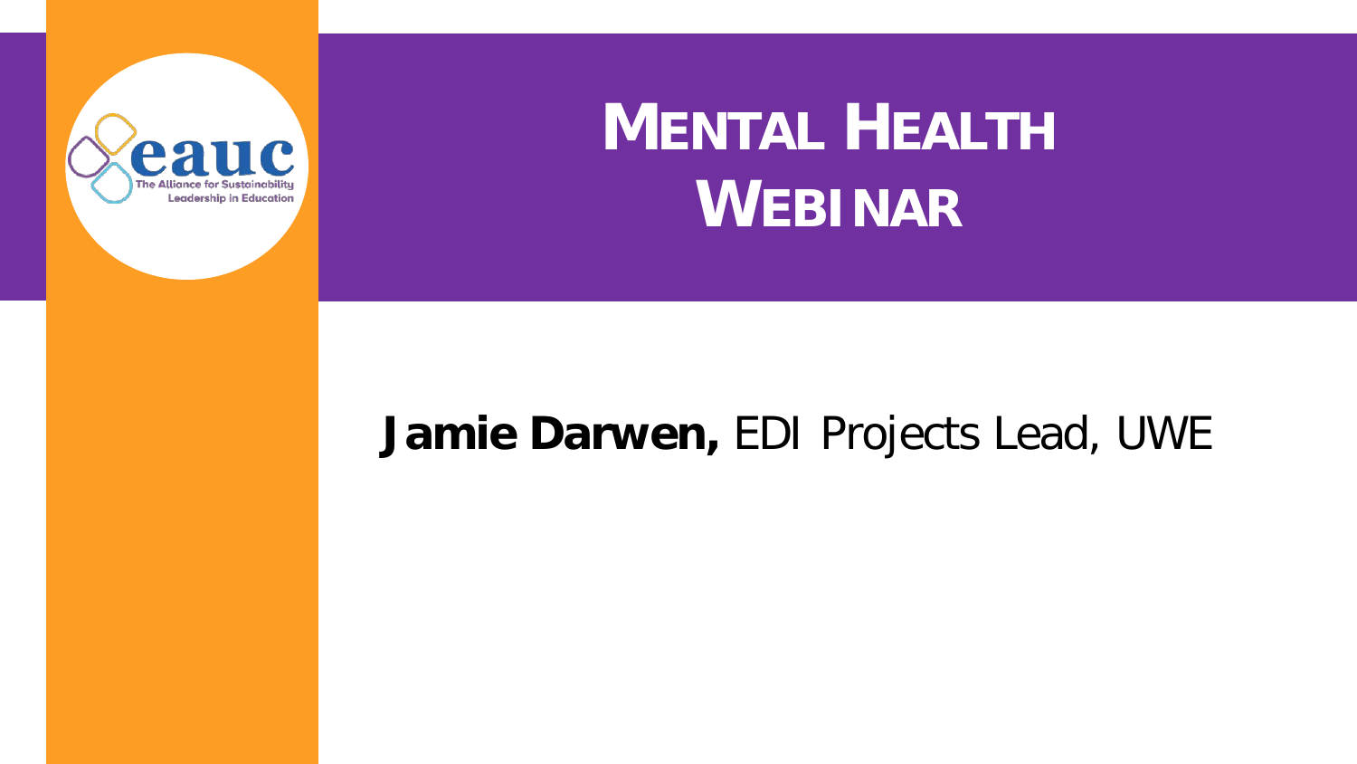# MENTAL HEALTH WEBINAR

**Jamie Darwen,** EDI Projects Lead, UWE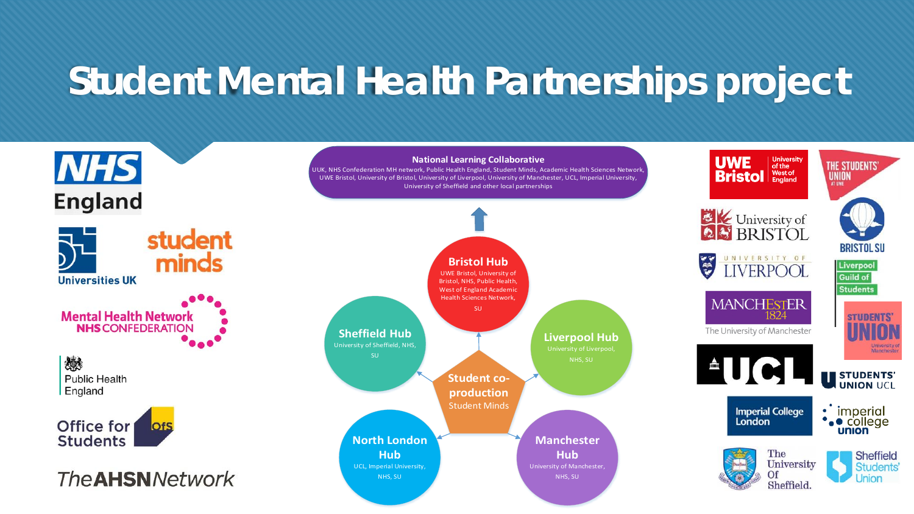# Student Mental Health Partnerships project

**National Learning Collaborative**

UUK, NHS Confederation MH network, Public Health England, Student Minds, Academic Health Sciences Network, UWE Bristol, University of Bristol, University of Liverpool, University of Manchester, UCL, Imperial University, University of Sheffield and other local partnerships

**Bristol Hub**
UWE Bristol, University of Bristol, NHS, Public Health, West of England Academic Health Sciences Network, SU

**Liverpool Hub**
University of Liverpool, NHS, SU

**Manchester Hub**
University of Manchester, NHS, SU

**North London Hub**
UCL, Imperial University, NHS, SU

**Sheffield Hub**
University of Sheffield, NHS, SU

**Student co-production**
Student Minds

NHS England
Universities UK
student minds
Mental Health Network NHS CONFEDERATION
Public Health England
Office for Students ofs
The AHSN Network

UWE Bristol University of the West of England
The Students' Union at UWE
University of Bristol
Bristol SU
University of Liverpool
Liverpool Guild of Students
Manchester 1824 The University of Manchester
Students' Union University of Manchester
UCL
Students' Union UCL
Imperial College London
imperial college union
The University Of Sheffield.
Sheffield Students' Union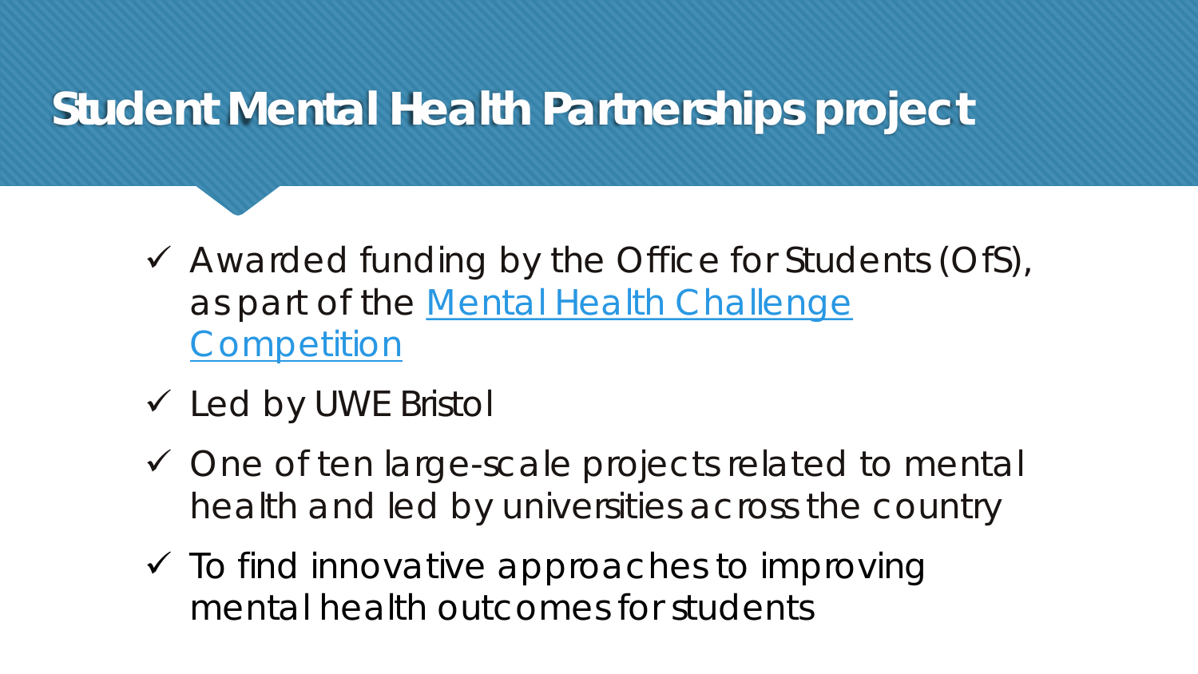# Student Mental Health Partnerships project

- ✓ Awarded funding by the Office for Students (OfS), as part of the Mental Health Challenge Competition
- ✓ Led by UWE Bristol
- ✓ One of ten large-scale projects related to mental health and led by universities across the country
- ✓ To find innovative approaches to improving mental health outcomes for students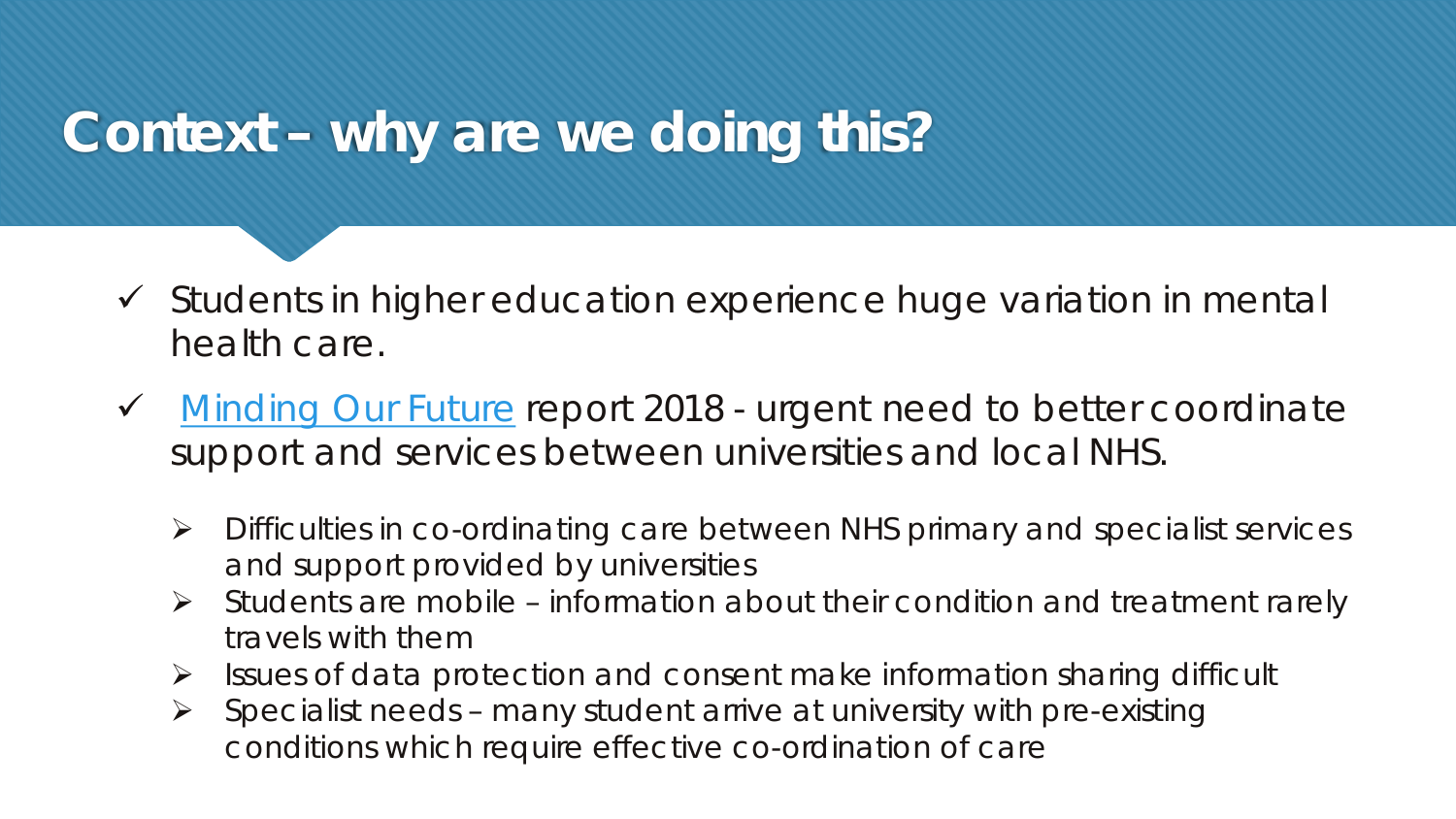# Context – why are we doing this?

- ✓ Students in higher education experience huge variation in mental health care.
- ✓ Minding Our Future report 2018 - urgent need to better coordinate support and services between universities and local NHS.
  - ➢ Difficulties in co-ordinating care between NHS primary and specialist services and support provided by universities
  - ➢ Students are mobile – information about their condition and treatment rarely travels with them
  - ➢ Issues of data protection and consent make information sharing difficult
  - ➢ Specialist needs – many student arrive at university with pre-existing conditions which require effective co-ordination of care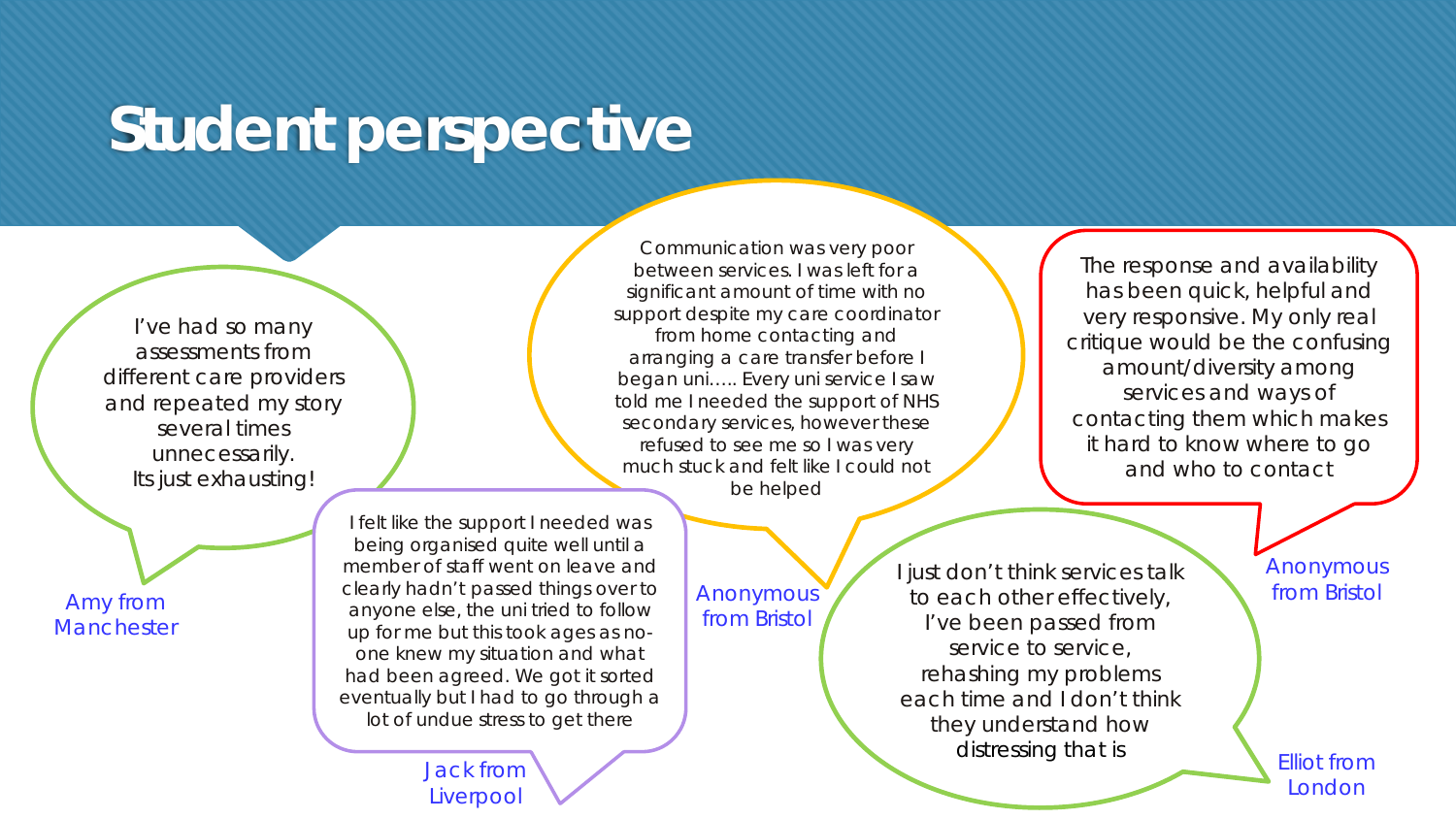# Student perspective

I've had so many assessments from different care providers and repeated my story several times unnecessarily. Its just exhausting!

Amy from Manchester

I felt like the support I needed was being organised quite well until a member of staff went on leave and clearly hadn't passed things over to anyone else, the uni tried to follow up for me but this took ages as no-one knew my situation and what had been agreed. We got it sorted eventually but I had to go through a lot of undue stress to get there

Jack from Liverpool

Communication was very poor between services. I was left for a significant amount of time with no support despite my care coordinator from home contacting and arranging a care transfer before I began uni….. Every uni service I saw told me I needed the support of NHS secondary services, however these refused to see me so I was very much stuck and felt like I could not be helped

Anonymous from Bristol

The response and availability has been quick, helpful and very responsive. My only real critique would be the confusing amount/diversity among services and ways of contacting them which makes it hard to know where to go and who to contact

Anonymous from Bristol

I just don't think services talk to each other effectively, I've been passed from service to service, rehashing my problems each time and I don't think they understand how distressing that is

Elliot from London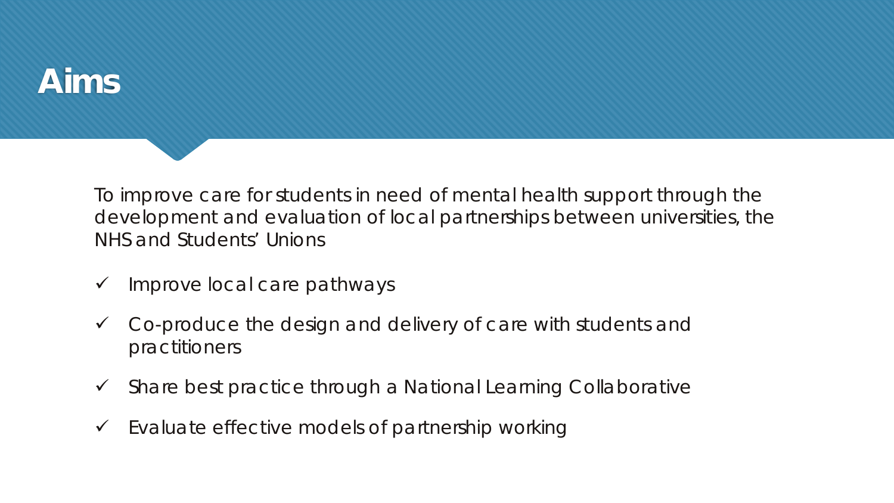# Aims

To improve care for students in need of mental health support through the development and evaluation of local partnerships between universities, the NHS and Students' Unions

- ✓ Improve local care pathways
- ✓ Co-produce the design and delivery of care with students and practitioners
- ✓ Share best practice through a National Learning Collaborative
- ✓ Evaluate effective models of partnership working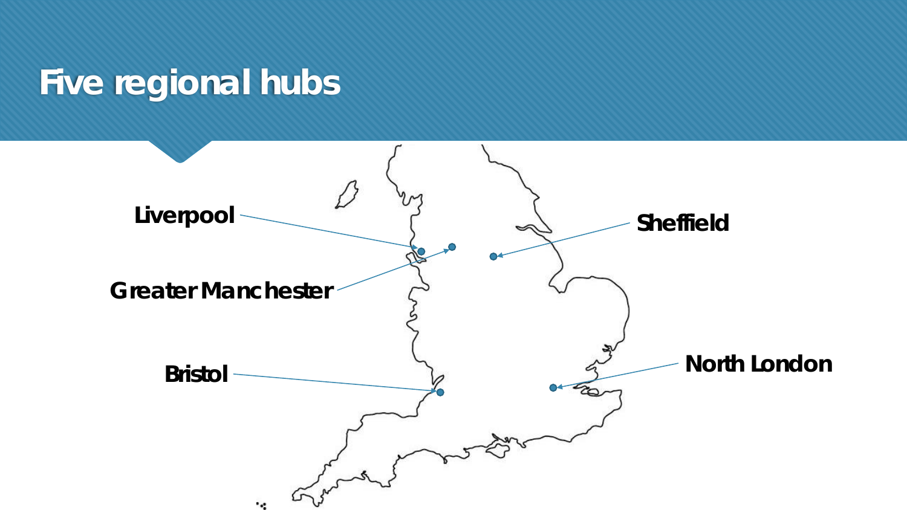# Five regional hubs

Liverpool

Greater Manchester

Bristol

Sheffield

North London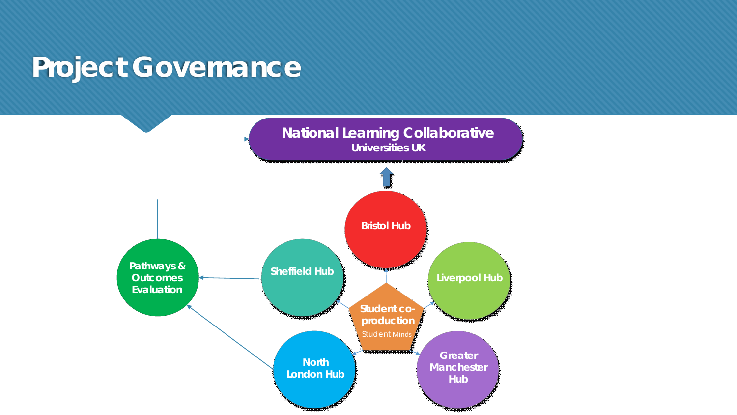# Project Governance

**National Learning Collaborative**
**Universities UK**

**Bristol Hub**

**Sheffield Hub**

**Liverpool Hub**

**Pathways & Outcomes Evaluation**

**Student co-production**
Student Minds

**North London Hub**

**Greater Manchester Hub**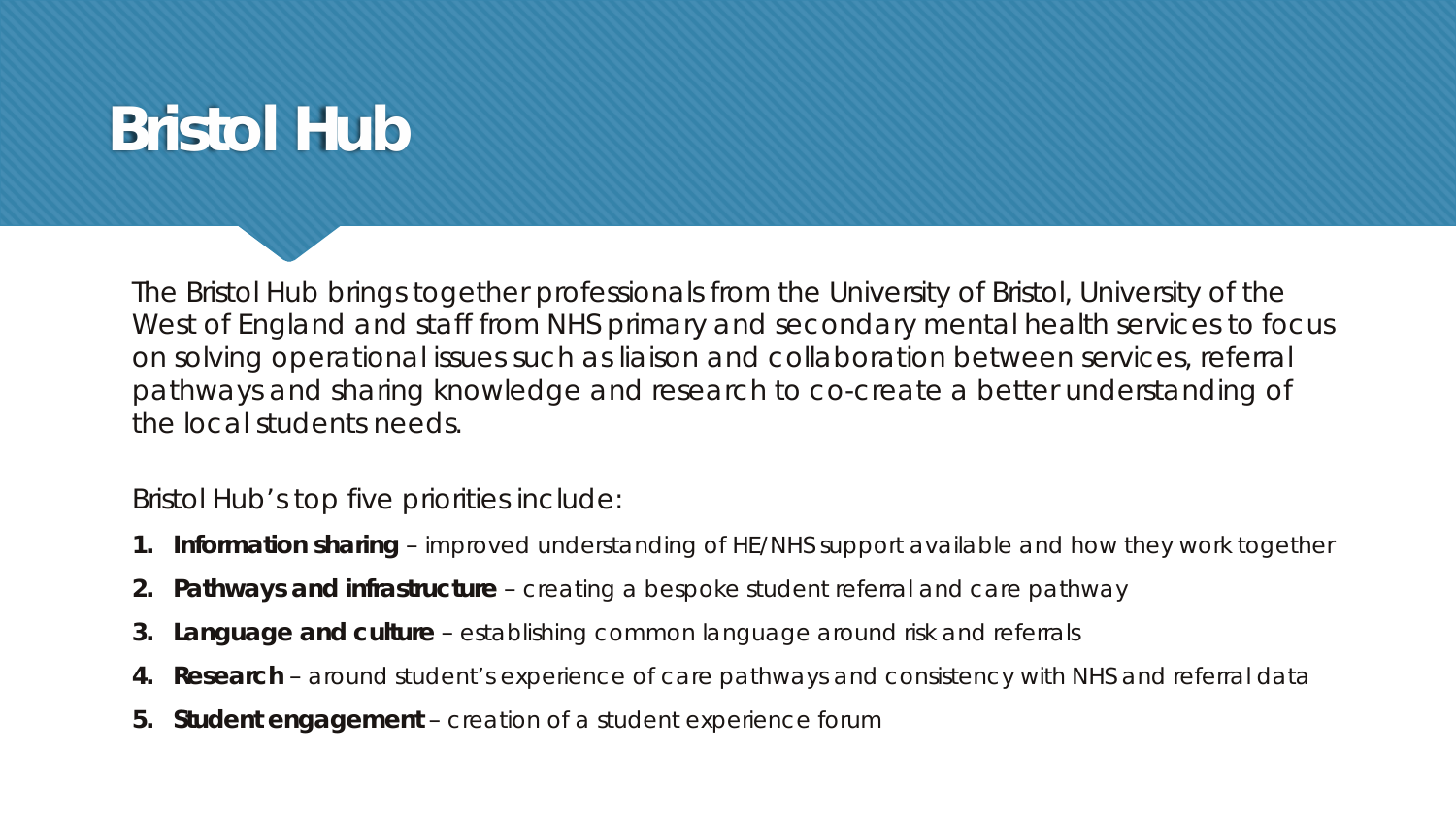# Bristol Hub

The Bristol Hub brings together professionals from the University of Bristol, University of the West of England and staff from NHS primary and secondary mental health services to focus on solving operational issues such as liaison and collaboration between services, referral pathways and sharing knowledge and research to co-create a better understanding of the local students needs.

Bristol Hub's top five priorities include:

1. **Information sharing** – improved understanding of HE/NHS support available and how they work together
2. **Pathways and infrastructure** – creating a bespoke student referral and care pathway
3. **Language and culture** – establishing common language around risk and referrals
4. **Research** – around student's experience of care pathways and consistency with NHS and referral data
5. **Student engagement** – creation of a student experience forum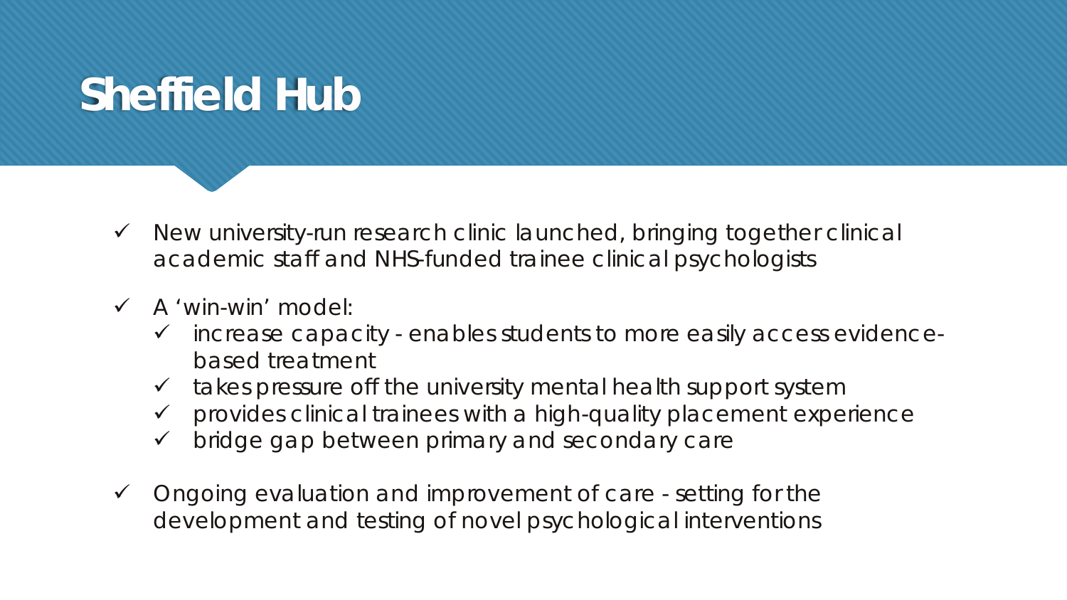# Sheffield Hub

- ✓ New university-run research clinic launched, bringing together clinical academic staff and NHS-funded trainee clinical psychologists
- ✓ A 'win-win' model:
  - ✓ increase capacity - enables students to more easily access evidence-based treatment
  - ✓ takes pressure off the university mental health support system
  - ✓ provides clinical trainees with a high-quality placement experience
  - ✓ bridge gap between primary and secondary care
- ✓ Ongoing evaluation and improvement of care - setting for the development and testing of novel psychological interventions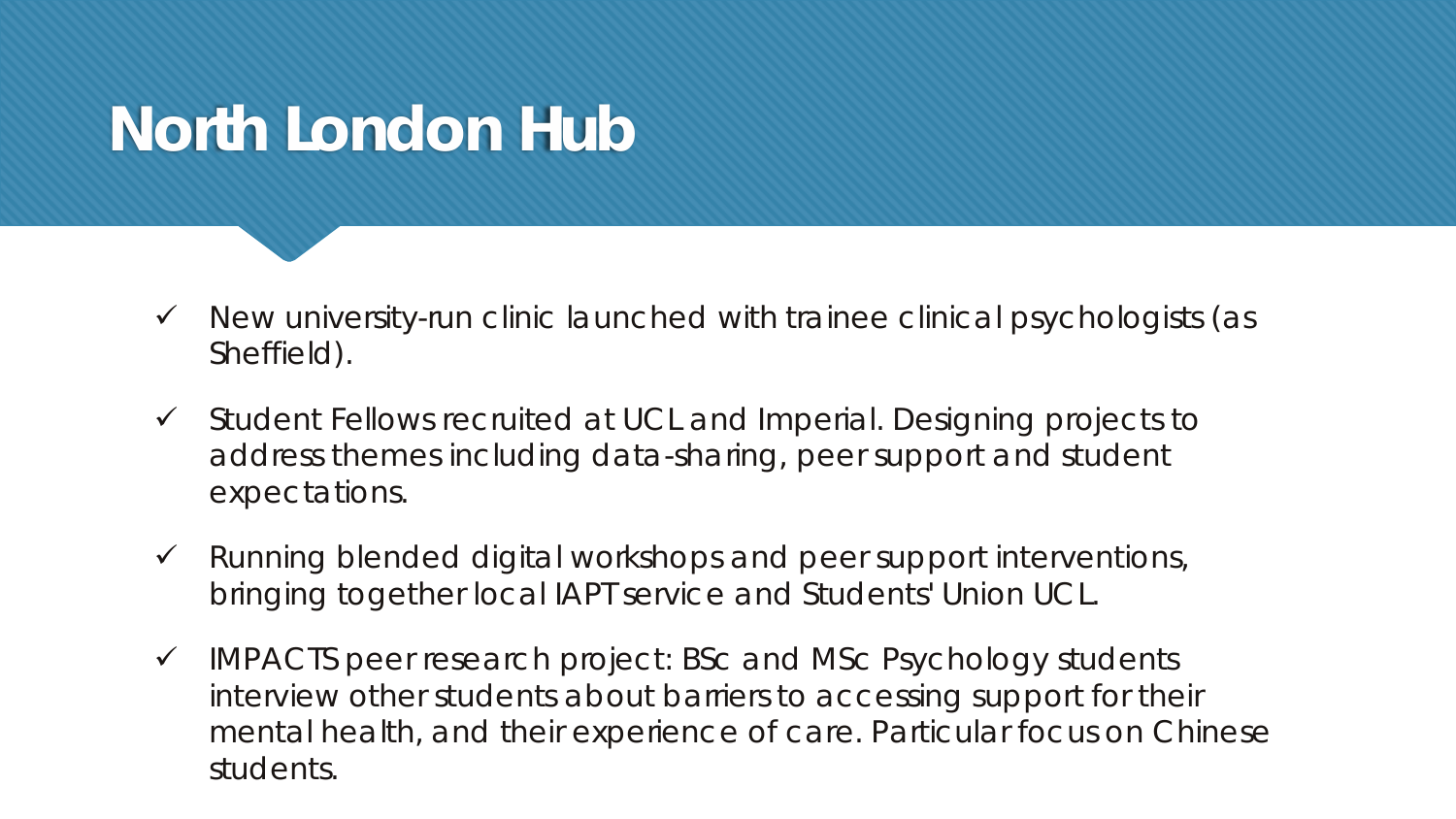# North London Hub

- ✓ New university-run clinic launched with trainee clinical psychologists (as Sheffield).
- ✓ Student Fellows recruited at UCL and Imperial. Designing projects to address themes including data-sharing, peer support and student expectations.
- ✓ Running blended digital workshops and peer support interventions, bringing together local IAPT service and Students' Union UCL.
- ✓ IMPACTS peer research project: BSc and MSc Psychology students interview other students about barriers to accessing support for their mental health, and their experience of care. Particular focus on Chinese students.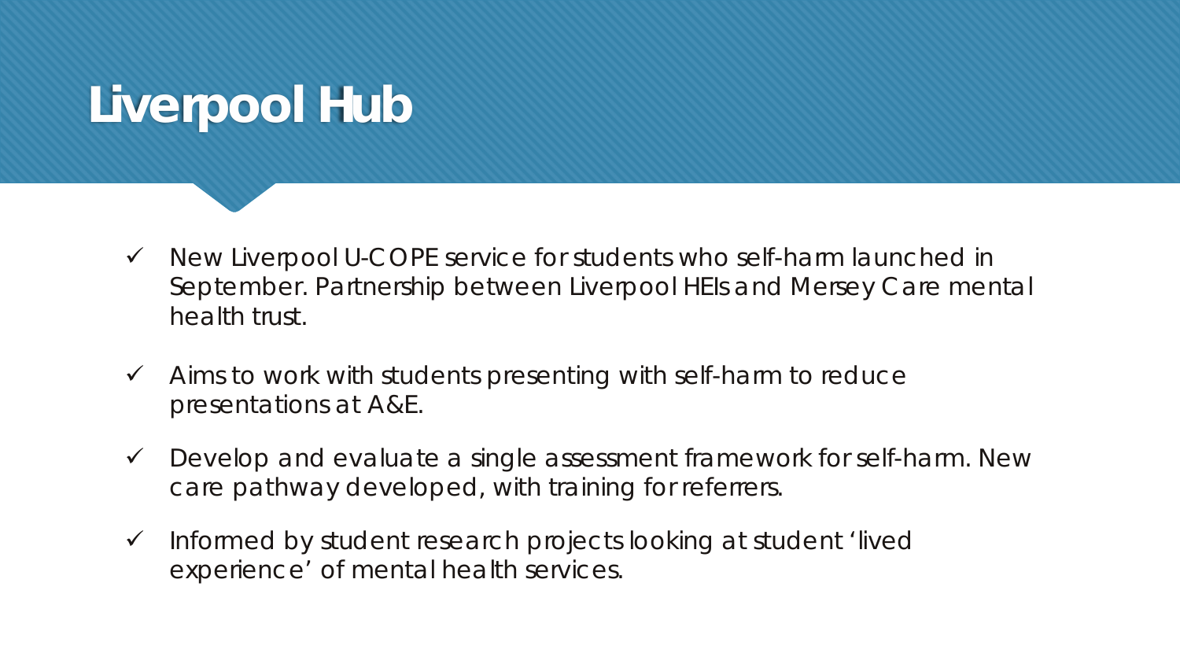# Liverpool Hub

- ✓ New Liverpool U-COPE service for students who self-harm launched in September. Partnership between Liverpool HEIs and Mersey Care mental health trust.
- ✓ Aims to work with students presenting with self-harm to reduce presentations at A&E.
- ✓ Develop and evaluate a single assessment framework for self-harm. New care pathway developed, with training for referrers.
- ✓ Informed by student research projects looking at student 'lived experience' of mental health services.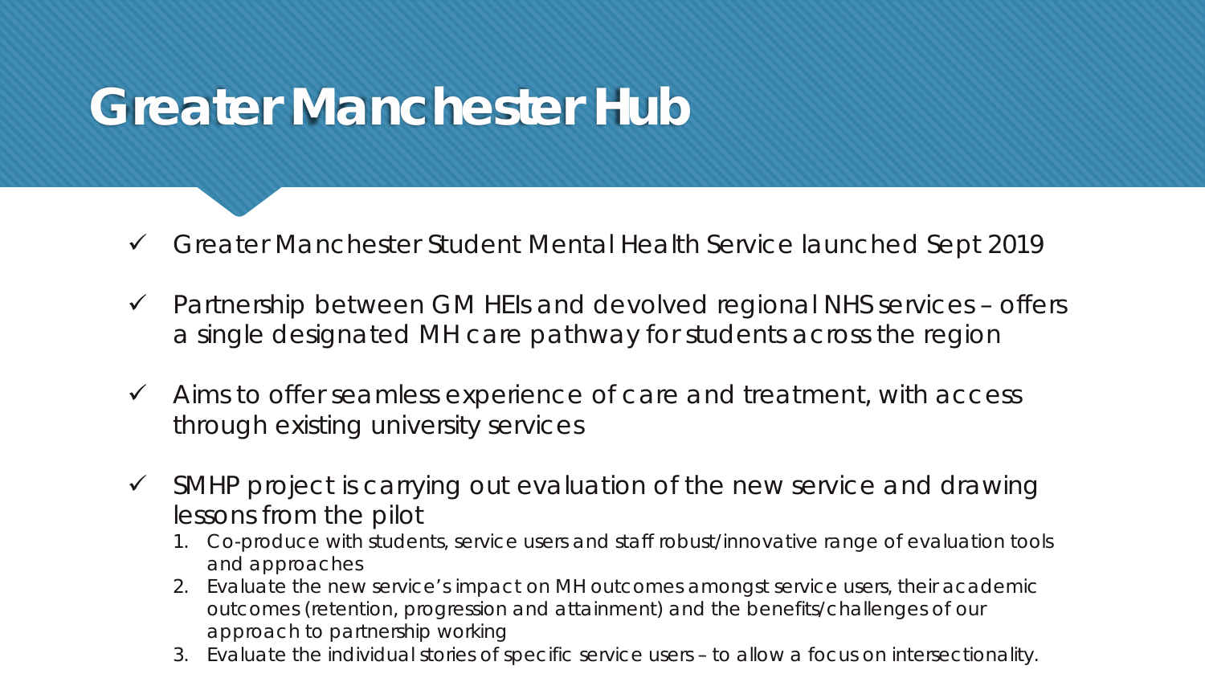# Greater Manchester Hub

- ✓ Greater Manchester Student Mental Health Service launched Sept 2019
- ✓ Partnership between GM HEIs and devolved regional NHS services – offers a single designated MH care pathway for students across the region
- ✓ Aims to offer seamless experience of care and treatment, with access through existing university services
- ✓ SMHP project is carrying out evaluation of the new service and drawing lessons from the pilot
  1. Co-produce with students, service users and staff robust/innovative range of evaluation tools and approaches
  2. Evaluate the new service's impact on MH outcomes amongst service users, their academic outcomes (retention, progression and attainment) and the benefits/challenges of our approach to partnership working
  3. Evaluate the individual stories of specific service users – to allow a focus on intersectionality.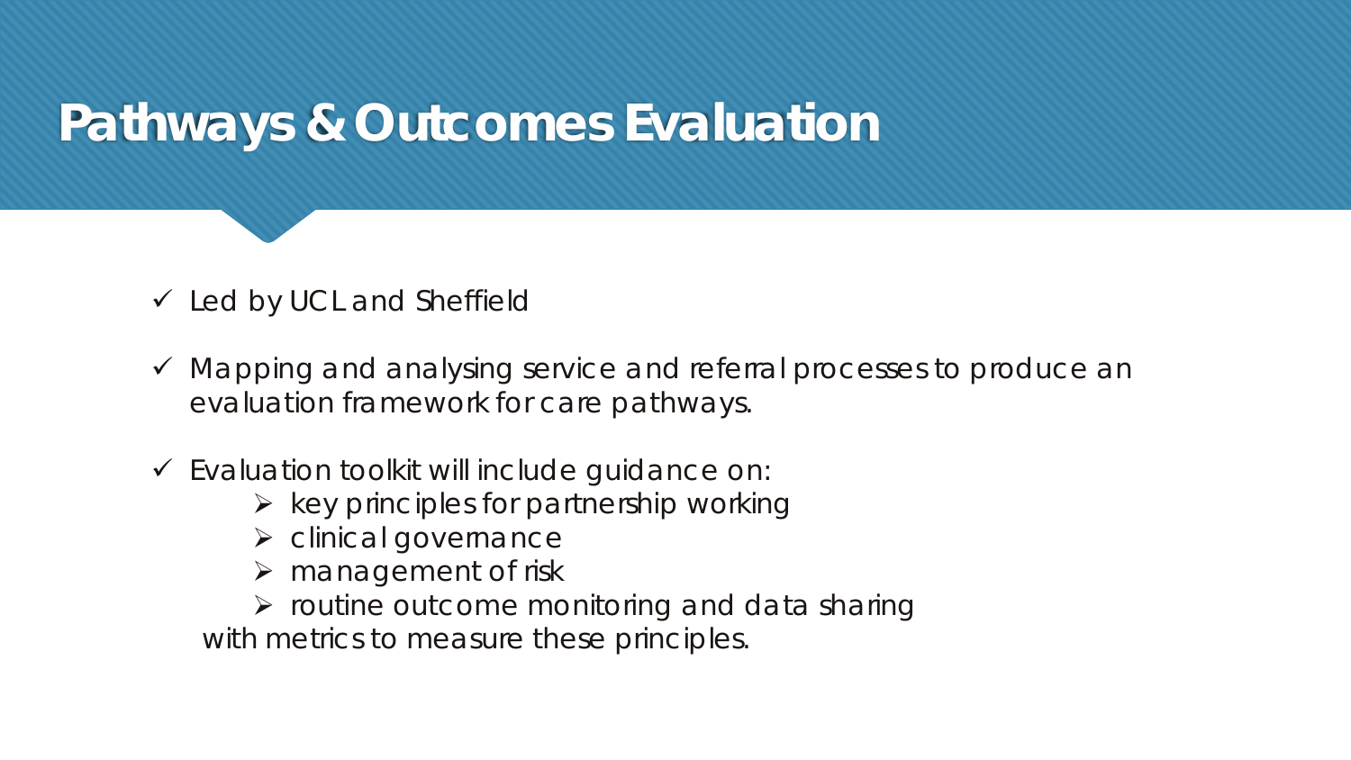# Pathways & Outcomes Evaluation

- ✓ Led by UCL and Sheffield
- ✓ Mapping and analysing service and referral processes to produce an evaluation framework for care pathways.
- ✓ Evaluation toolkit will include guidance on:
  - ➢ key principles for partnership working
  - ➢ clinical governance
  - ➢ management of risk
  - ➢ routine outcome monitoring and data sharing

  with metrics to measure these principles.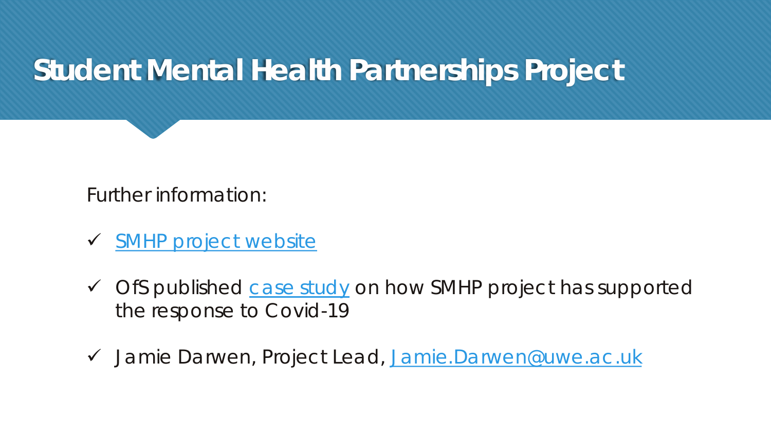# Student Mental Health Partnerships Project

Further information:

- ✓ SMHP project website
- ✓ OfS published case study on how SMHP project has supported the response to Covid-19
- ✓ Jamie Darwen, Project Lead, Jamie.Darwen@uwe.ac.uk